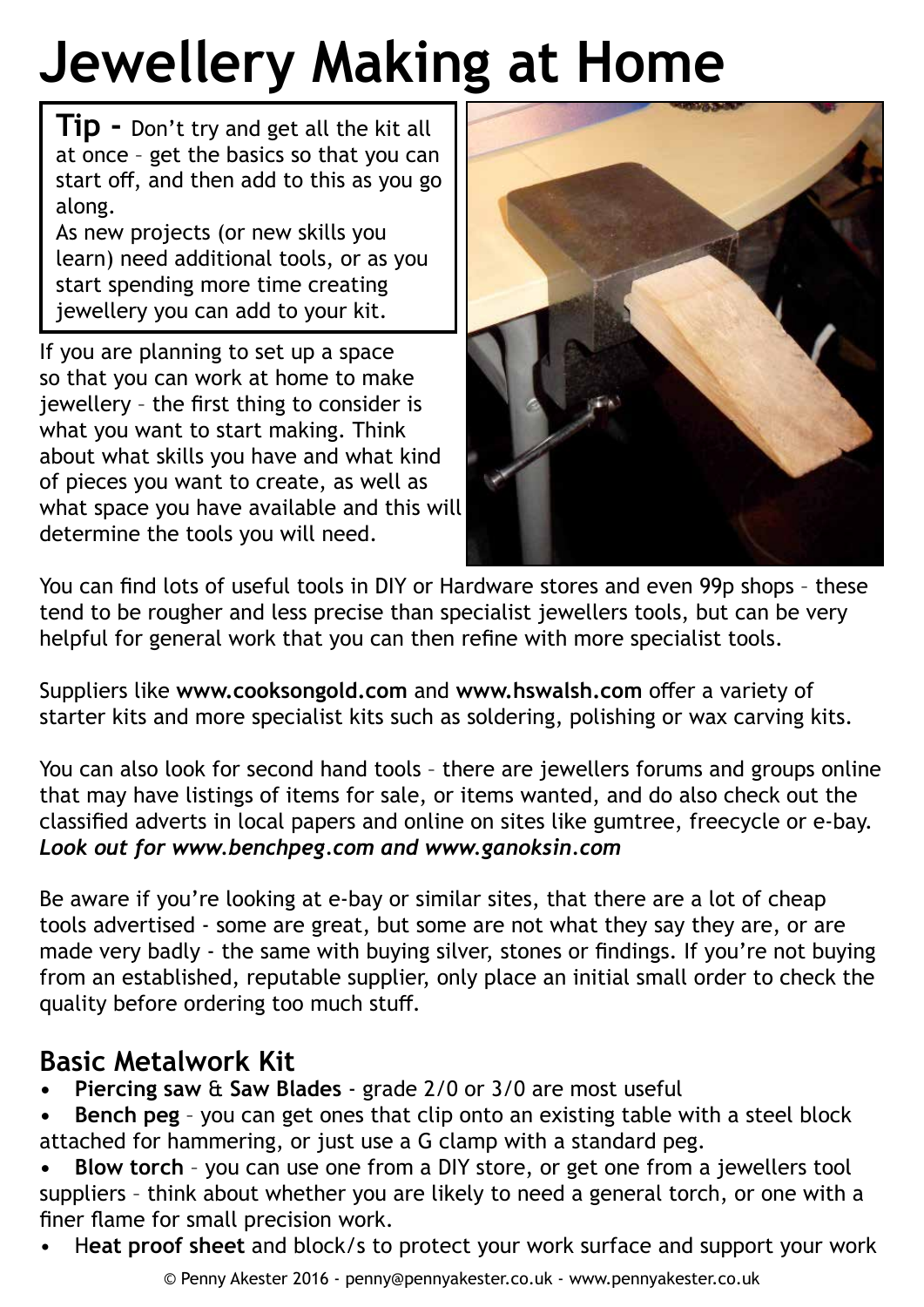# Jewellery Making at Home

**Tip -** Don't try and get all the kit all at once – get the basics so that you can start off, and then add to this as you go along.
As new projects (or new skills you learn) need additional tools, or as you start spending more time creating jewellery you can add to your kit.

If you are planning to set up a space so that you can work at home to make jewellery – the first thing to consider is what you want to start making. Think about what skills you have and what kind of pieces you want to create, as well as what space you have available and this will determine the tools you will need.

You can find lots of useful tools in DIY or Hardware stores and even 99p shops – these tend to be rougher and less precise than specialist jewellers tools, but can be very helpful for general work that you can then refine with more specialist tools.

Suppliers like **www.cooksongold.com** and **www.hswalsh.com** offer a variety of starter kits and more specialist kits such as soldering, polishing or wax carving kits.

You can also look for second hand tools – there are jewellers forums and groups online that may have listings of items for sale, or items wanted, and do also check out the classified adverts in local papers and online on sites like gumtree, freecycle or e-bay.
***Look out for www.benchpeg.com and www.ganoksin.com***

Be aware if you're looking at e-bay or similar sites, that there are a lot of cheap tools advertised - some are great, but some are not what they say they are, or are made very badly - the same with buying silver, stones or findings. If you're not buying from an established, reputable supplier, only place an initial small order to check the quality before ordering too much stuff.

## Basic Metalwork Kit

- **Piercing saw** & **Saw Blades** - grade 2/0 or 3/0 are most useful
- **Bench peg** – you can get ones that clip onto an existing table with a steel block attached for hammering, or just use a G clamp with a standard peg.
- **Blow torch** – you can use one from a DIY store, or get one from a jewellers tool suppliers – think about whether you are likely to need a general torch, or one with a finer flame for small precision work.
- H**eat proof sheet** and block/s to protect your work surface and support your work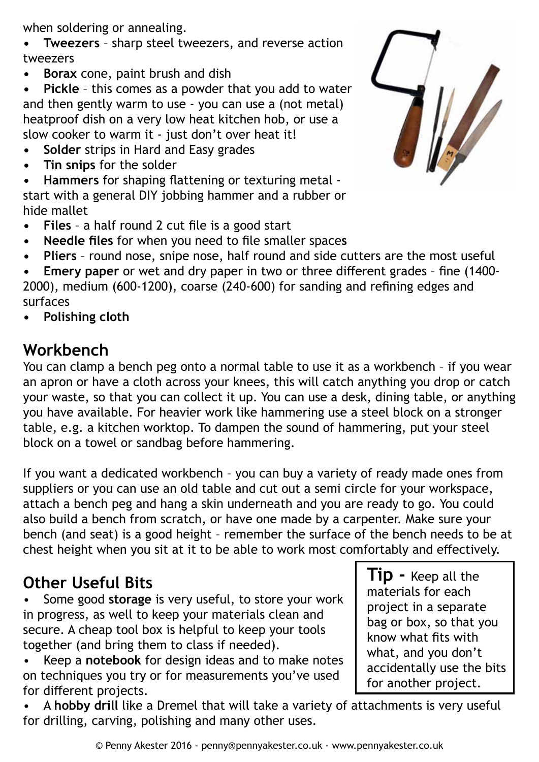when soldering or annealing.

- **Tweezers** – sharp steel tweezers, and reverse action tweezers
- **Borax** cone, paint brush and dish
- **Pickle** – this comes as a powder that you add to water and then gently warm to use - you can use a (not metal) heatproof dish on a very low heat kitchen hob, or use a slow cooker to warm it - just don't over heat it!
- **Solder** strips in Hard and Easy grades
- **Tin snips** for the solder
- **Hammers** for shaping flattening or texturing metal - start with a general DIY jobbing hammer and a rubber or hide mallet
- **Files** – a half round 2 cut file is a good start
- **Needle files** for when you need to file smaller spaces
- **Pliers** – round nose, snipe nose, half round and side cutters are the most useful
- **Emery paper** or wet and dry paper in two or three different grades – fine (1400-2000), medium (600-1200), coarse (240-600) for sanding and refining edges and surfaces
- **Polishing cloth**

## Workbench

You can clamp a bench peg onto a normal table to use it as a workbench – if you wear an apron or have a cloth across your knees, this will catch anything you drop or catch your waste, so that you can collect it up. You can use a desk, dining table, or anything you have available. For heavier work like hammering use a steel block on a stronger table, e.g. a kitchen worktop. To dampen the sound of hammering, put your steel block on a towel or sandbag before hammering.

If you want a dedicated workbench – you can buy a variety of ready made ones from suppliers or you can use an old table and cut out a semi circle for your workspace, attach a bench peg and hang a skin underneath and you are ready to go. You could also build a bench from scratch, or have one made by a carpenter. Make sure your bench (and seat) is a good height – remember the surface of the bench needs to be at chest height when you sit at it to be able to work most comfortably and effectively.

## Other Useful Bits

- Some good **storage** is very useful, to store your work in progress, as well to keep your materials clean and secure. A cheap tool box is helpful to keep your tools together (and bring them to class if needed).
- Keep a **notebook** for design ideas and to make notes on techniques you try or for measurements you've used for different projects.
- A **hobby drill** like a Dremel that will take a variety of attachments is very useful for drilling, carving, polishing and many other uses.

**Tip -** Keep all the materials for each project in a separate bag or box, so that you know what fits with what, and you don't accidentally use the bits for another project.

© Penny Akester 2016 - penny@pennyakester.co.uk - www.pennyakester.co.uk